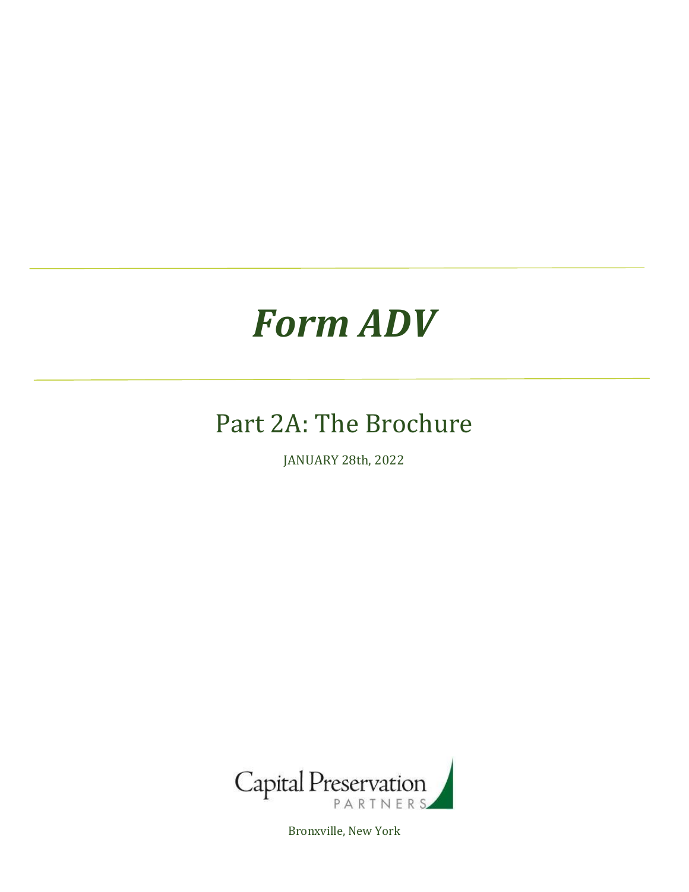# *Form ADV*

## Part 2A: The Brochure

JANUARY 28th, 2022

Capital Preservation PARTNERS

Bronxville, New York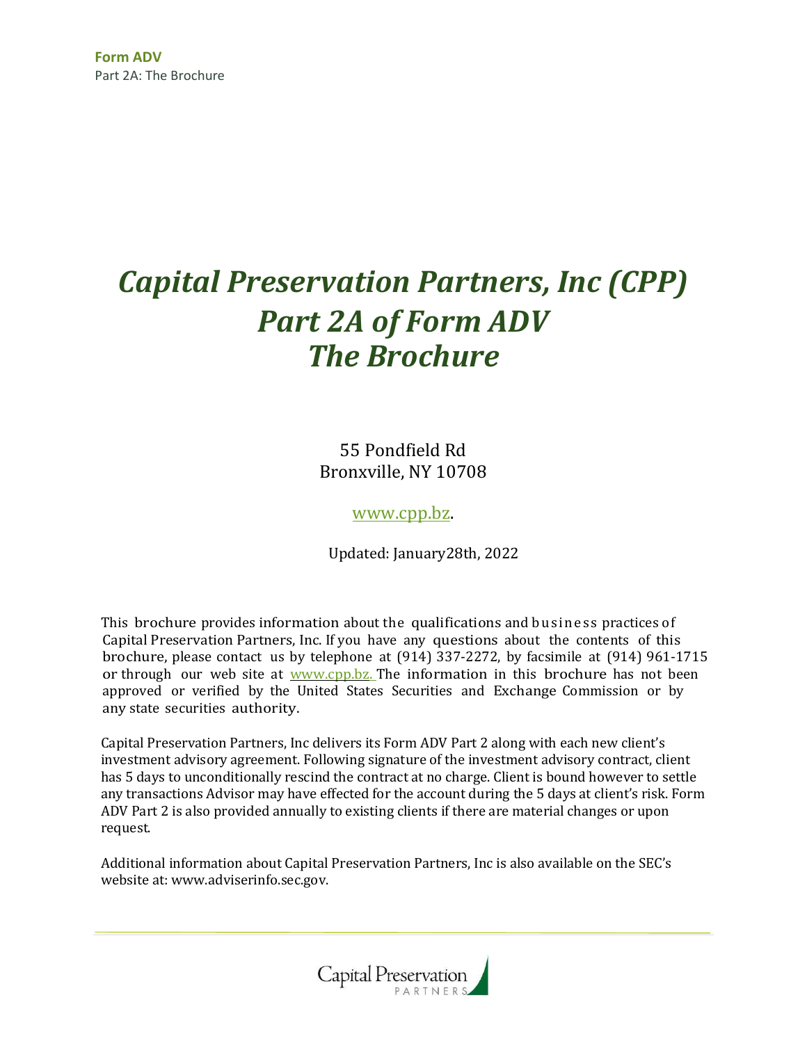# Capital Preservation Partners, Inc (CPP) Part 2A of Form ADV The Brochure

55 Pondfield Rd
Bronxville, NY 10708

www.cpp.bz.

Updated: January28th, 2022

This brochure provides information about the qualifications and business practices of Capital Preservation Partners, Inc. If you have any questions about the contents of this brochure, please contact us by telephone at (914) 337-2272, by facsimile at (914) 961-1715 or through our web site at www.cpp.bz. The information in this brochure has not been approved or verified by the United States Securities and Exchange Commission or by any state securities authority.

Capital Preservation Partners, Inc delivers its Form ADV Part 2 along with each new client's investment advisory agreement. Following signature of the investment advisory contract, client has 5 days to unconditionally rescind the contract at no charge. Client is bound however to settle any transactions Advisor may have effected for the account during the 5 days at client's risk. Form ADV Part 2 is also provided annually to existing clients if there are material changes or upon request.

Additional information about Capital Preservation Partners, Inc is also available on the SEC's website at: www.adviserinfo.sec.gov.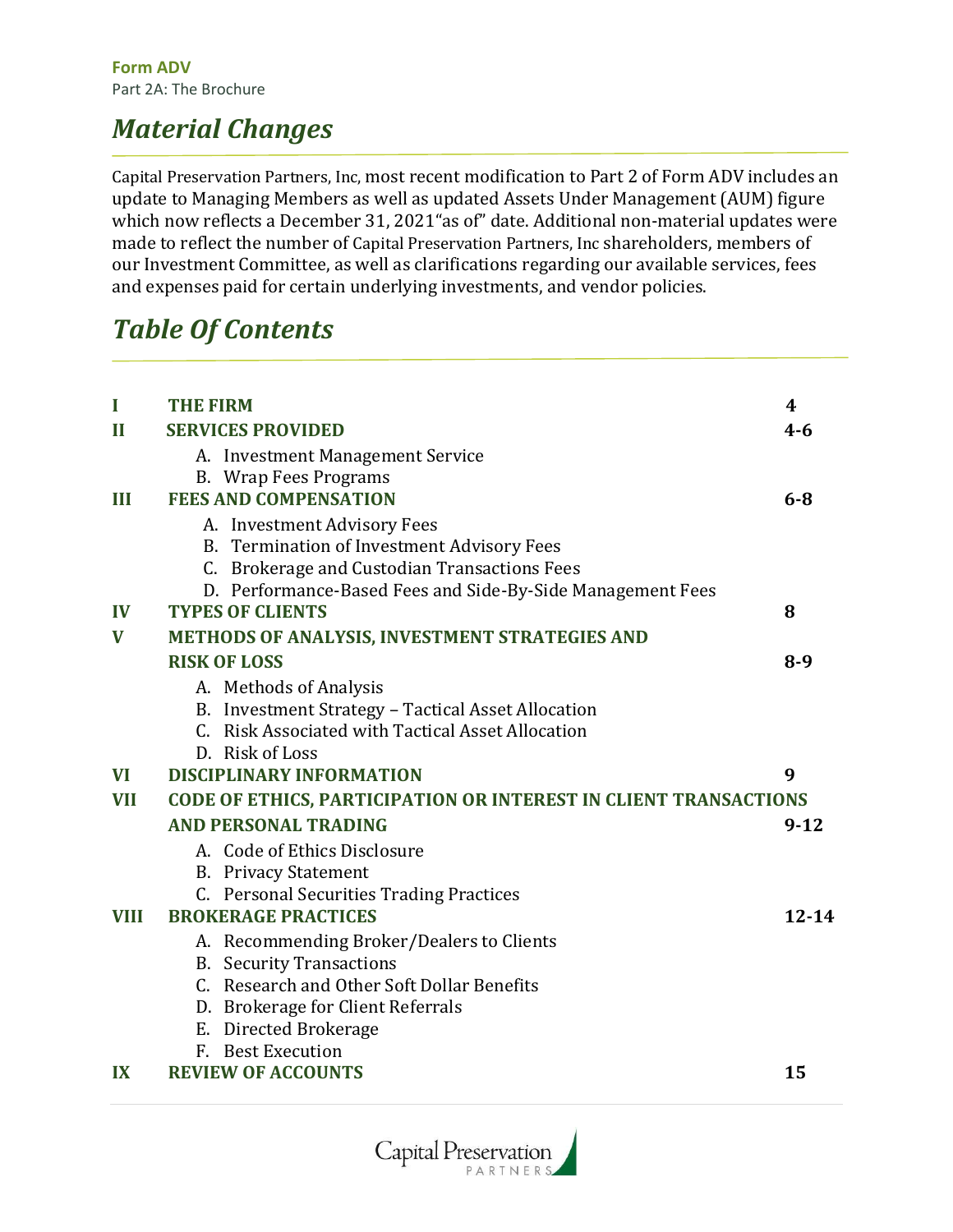**Form ADV**
Part 2A: The Brochure

# *Material Changes*

Capital Preservation Partners, Inc, most recent modification to Part 2 of Form ADV includes an update to Managing Members as well as updated Assets Under Management (AUM) figure which now reflects a December 31, 2021"as of" date. Additional non-material updates were made to reflect the number of Capital Preservation Partners, Inc shareholders, members of our Investment Committee, as well as clarifications regarding our available services, fees and expenses paid for certain underlying investments, and vendor policies.

# *Table Of Contents*

| | | |
|---|---|---|
| **I** | **THE FIRM** | **4** |
| **II** | **SERVICES PROVIDED** | **4-6** |
| | A. Investment Management Service<br>B. Wrap Fees Programs | |
| **III** | **FEES AND COMPENSATION** | **6-8** |
| | A. Investment Advisory Fees<br>B. Termination of Investment Advisory Fees<br>C. Brokerage and Custodian Transactions Fees<br>D. Performance-Based Fees and Side-By-Side Management Fees | |
| **IV** | **TYPES OF CLIENTS** | **8** |
| **V** | **METHODS OF ANALYSIS, INVESTMENT STRATEGIES AND RISK OF LOSS** | **8-9** |
| | A. Methods of Analysis<br>B. Investment Strategy – Tactical Asset Allocation<br>C. Risk Associated with Tactical Asset Allocation<br>D. Risk of Loss | |
| **VI** | **DISCIPLINARY INFORMATION** | **9** |
| **VII** | **CODE OF ETHICS, PARTICIPATION OR INTEREST IN CLIENT TRANSACTIONS AND PERSONAL TRADING** | **9-12** |
| | A. Code of Ethics Disclosure<br>B. Privacy Statement<br>C. Personal Securities Trading Practices | |
| **VIII** | **BROKERAGE PRACTICES** | **12-14** |
| | A. Recommending Broker/Dealers to Clients<br>B. Security Transactions<br>C. Research and Other Soft Dollar Benefits<br>D. Brokerage for Client Referrals<br>E. Directed Brokerage<br>F. Best Execution | |
| **IX** | **REVIEW OF ACCOUNTS** | **15** |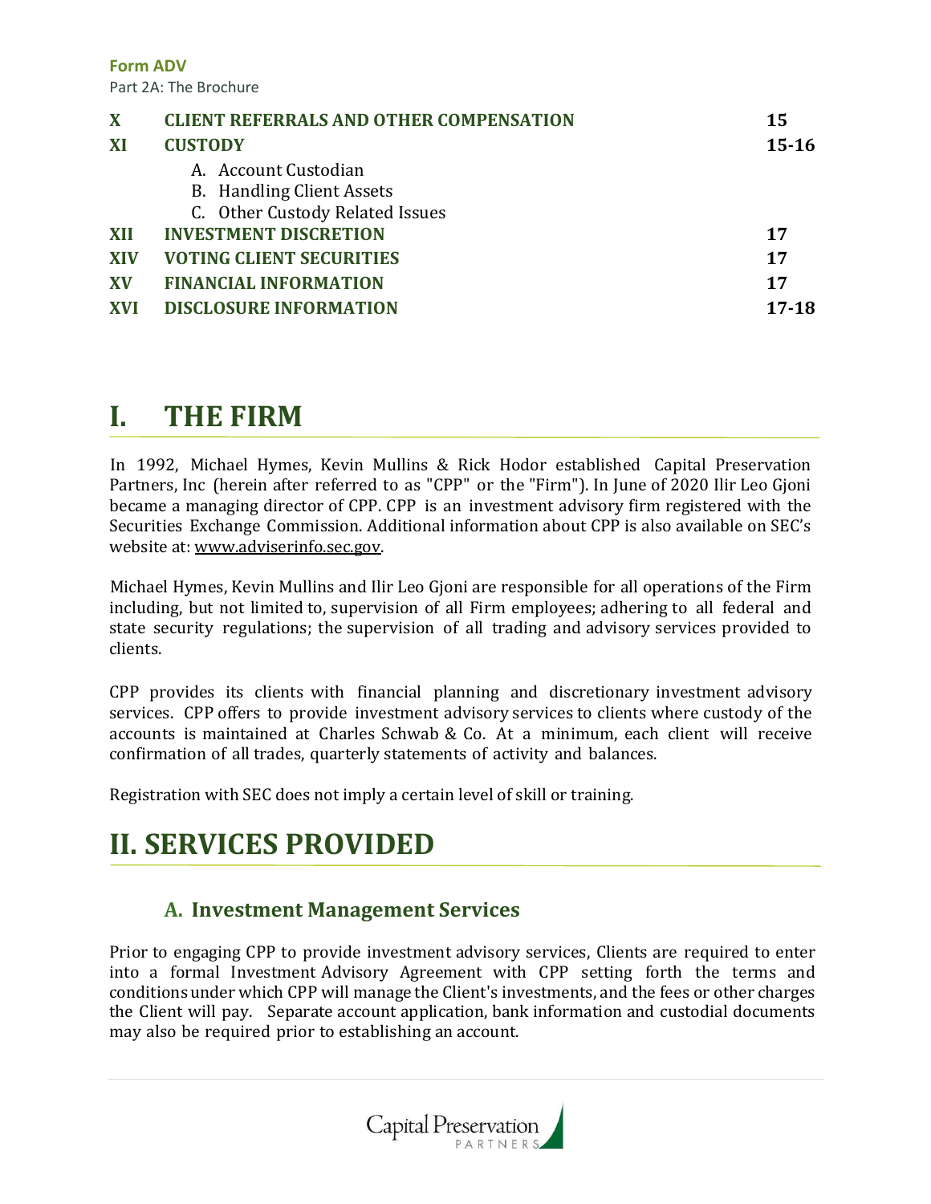| X | CLIENT REFERRALS AND OTHER COMPENSATION | 15 |
|---|---|---|
| XI | CUSTODY | 15-16 |
| | A. Account Custodian<br>B. Handling Client Assets<br>C. Other Custody Related Issues | |
| XII | INVESTMENT DISCRETION | 17 |
| XIV | VOTING CLIENT SECURITIES | 17 |
| XV | FINANCIAL INFORMATION | 17 |
| XVI | DISCLOSURE INFORMATION | 17-18 |

# I. THE FIRM

In 1992, Michael Hymes, Kevin Mullins & Rick Hodor established Capital Preservation Partners, Inc (herein after referred to as "CPP" or the "Firm"). In June of 2020 Ilir Leo Gjoni became a managing director of CPP. CPP is an investment advisory firm registered with the Securities Exchange Commission. Additional information about CPP is also available on SEC's website at: www.adviserinfo.sec.gov.

Michael Hymes, Kevin Mullins and Ilir Leo Gjoni are responsible for all operations of the Firm including, but not limited to, supervision of all Firm employees; adhering to all federal and state security regulations; the supervision of all trading and advisory services provided to clients.

CPP provides its clients with financial planning and discretionary investment advisory services. CPP offers to provide investment advisory services to clients where custody of the accounts is maintained at Charles Schwab & Co. At a minimum, each client will receive confirmation of all trades, quarterly statements of activity and balances.

Registration with SEC does not imply a certain level of skill or training.

# II. SERVICES PROVIDED

## A. Investment Management Services

Prior to engaging CPP to provide investment advisory services, Clients are required to enter into a formal Investment Advisory Agreement with CPP setting forth the terms and conditions under which CPP will manage the Client's investments, and the fees or other charges the Client will pay. Separate account application, bank information and custodial documents may also be required prior to establishing an account.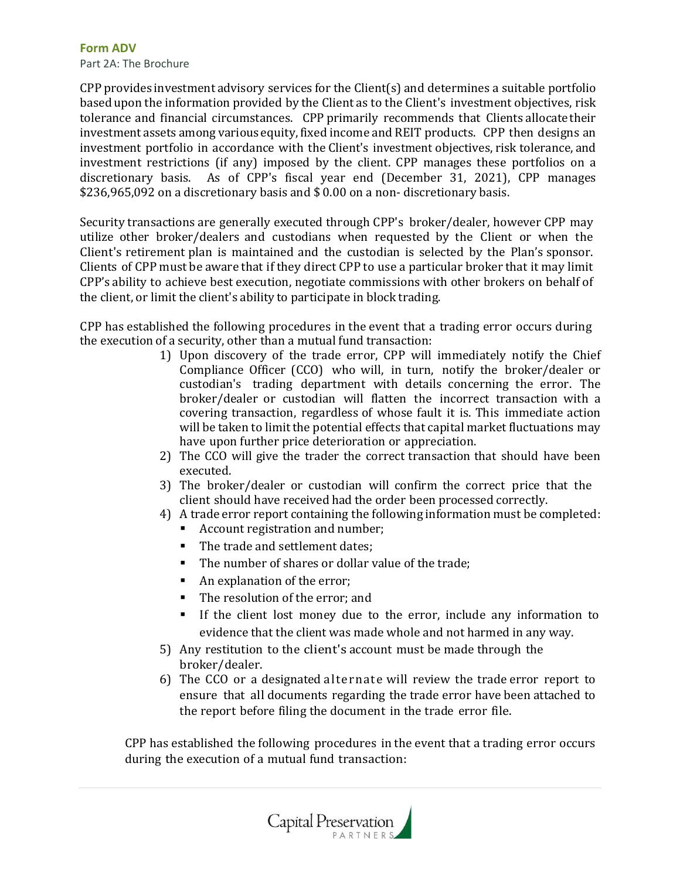CPP provides investment advisory services for the Client(s) and determines a suitable portfolio based upon the information provided by the Client as to the Client's investment objectives, risk tolerance and financial circumstances. CPP primarily recommends that Clients allocate their investment assets among various equity, fixed income and REIT products. CPP then designs an investment portfolio in accordance with the Client's investment objectives, risk tolerance, and investment restrictions (if any) imposed by the client. CPP manages these portfolios on a discretionary basis. As of CPP's fiscal year end (December 31, 2021), CPP manages $236,965,092 on a discretionary basis and $ 0.00 on a non- discretionary basis.

Security transactions are generally executed through CPP's broker/dealer, however CPP may utilize other broker/dealers and custodians when requested by the Client or when the Client's retirement plan is maintained and the custodian is selected by the Plan's sponsor. Clients of CPP must be aware that if they direct CPP to use a particular broker that it may limit CPP's ability to achieve best execution, negotiate commissions with other brokers on behalf of the client, or limit the client's ability to participate in block trading.

CPP has established the following procedures in the event that a trading error occurs during the execution of a security, other than a mutual fund transaction:

1) Upon discovery of the trade error, CPP will immediately notify the Chief Compliance Officer (CCO) who will, in turn, notify the broker/dealer or custodian's trading department with details concerning the error. The broker/dealer or custodian will flatten the incorrect transaction with a covering transaction, regardless of whose fault it is. This immediate action will be taken to limit the potential effects that capital market fluctuations may have upon further price deterioration or appreciation.
2) The CCO will give the trader the correct transaction that should have been executed.
3) The broker/dealer or custodian will confirm the correct price that the client should have received had the order been processed correctly.
4) A trade error report containing the following information must be completed:
   - Account registration and number;
   - The trade and settlement dates;
   - The number of shares or dollar value of the trade;
   - An explanation of the error;
   - The resolution of the error; and
   - If the client lost money due to the error, include any information to evidence that the client was made whole and not harmed in any way.
5) Any restitution to the client's account must be made through the broker/dealer.
6) The CCO or a designated alternate will review the trade error report to ensure that all documents regarding the trade error have been attached to the report before filing the document in the trade error file.

CPP has established the following procedures in the event that a trading error occurs during the execution of a mutual fund transaction: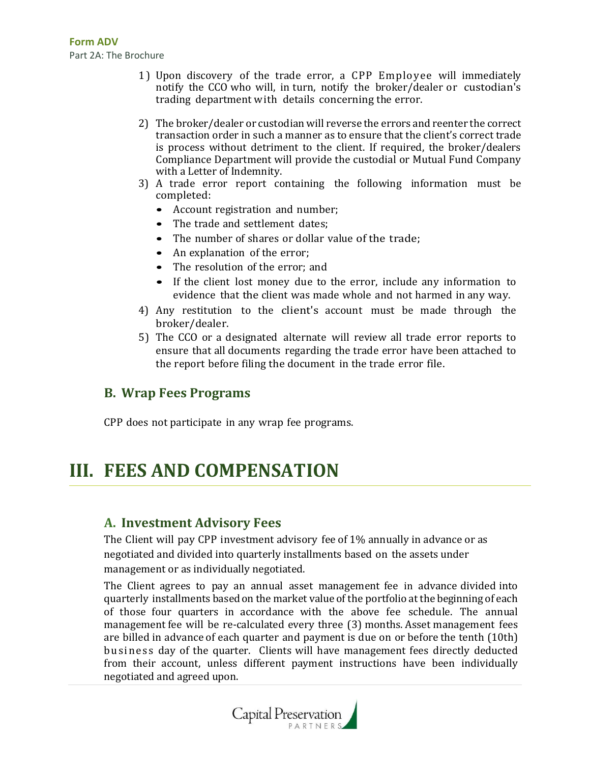1) Upon discovery of the trade error, a CPP Employee will immediately notify the CCO who will, in turn, notify the broker/dealer or custodian's trading department with details concerning the error.
2) The broker/dealer or custodian will reverse the errors and reenter the correct transaction order in such a manner as to ensure that the client's correct trade is process without detriment to the client. If required, the broker/dealers Compliance Department will provide the custodial or Mutual Fund Company with a Letter of Indemnity.
3) A trade error report containing the following information must be completed:
   - Account registration and number;
   - The trade and settlement dates;
   - The number of shares or dollar value of the trade;
   - An explanation of the error;
   - The resolution of the error; and
   - If the client lost money due to the error, include any information to evidence that the client was made whole and not harmed in any way.
4) Any restitution to the client's account must be made through the broker/dealer.
5) The CCO or a designated alternate will review all trade error reports to ensure that all documents regarding the trade error have been attached to the report before filing the document in the trade error file.

## B. Wrap Fees Programs

CPP does not participate in any wrap fee programs.

# III. FEES AND COMPENSATION

## A. Investment Advisory Fees

The Client will pay CPP investment advisory fee of 1% annually in advance or as negotiated and divided into quarterly installments based on the assets under management or as individually negotiated.

The Client agrees to pay an annual asset management fee in advance divided into quarterly installments based on the market value of the portfolio at the beginning of each of those four quarters in accordance with the above fee schedule. The annual management fee will be re-calculated every three (3) months. Asset management fees are billed in advance of each quarter and payment is due on or before the tenth (10th) business day of the quarter. Clients will have management fees directly deducted from their account, unless different payment instructions have been individually negotiated and agreed upon.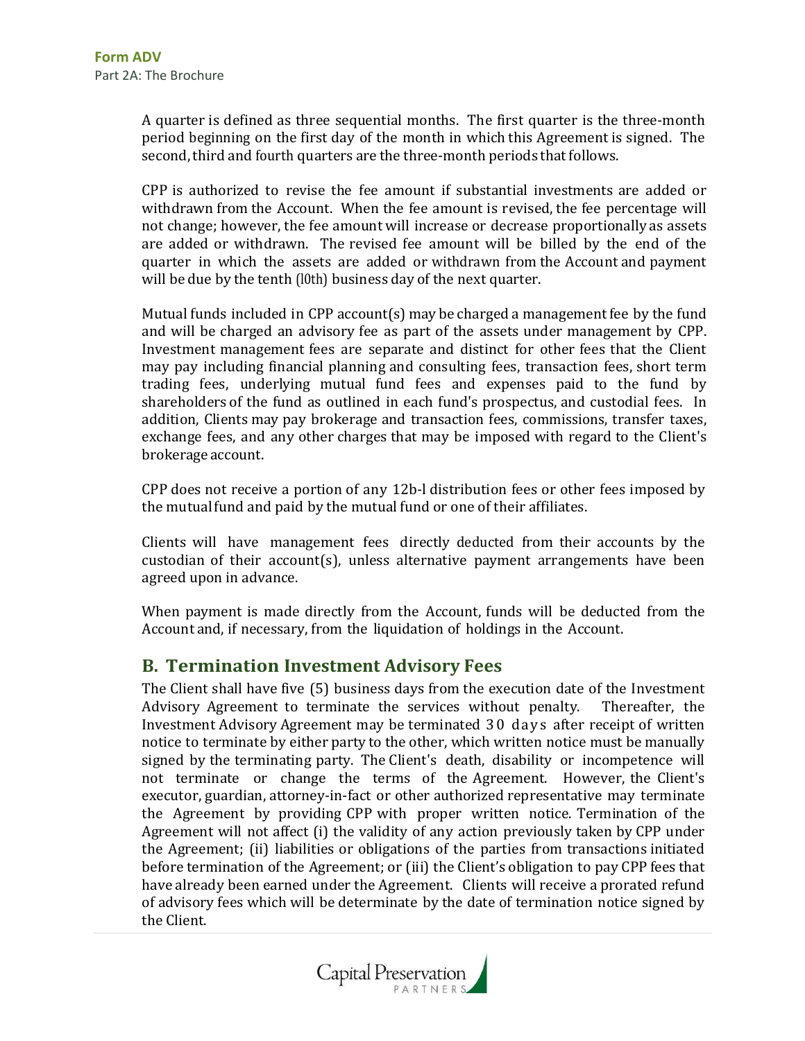A quarter is defined as three sequential months. The first quarter is the three-month period beginning on the first day of the month in which this Agreement is signed. The second, third and fourth quarters are the three-month periods that follows.

CPP is authorized to revise the fee amount if substantial investments are added or withdrawn from the Account. When the fee amount is revised, the fee percentage will not change; however, the fee amount will increase or decrease proportionally as assets are added or withdrawn. The revised fee amount will be billed by the end of the quarter in which the assets are added or withdrawn from the Account and payment will be due by the tenth (10th) business day of the next quarter.

Mutual funds included in CPP account(s) may be charged a management fee by the fund and will be charged an advisory fee as part of the assets under management by CPP. Investment management fees are separate and distinct for other fees that the Client may pay including financial planning and consulting fees, transaction fees, short term trading fees, underlying mutual fund fees and expenses paid to the fund by shareholders of the fund as outlined in each fund's prospectus, and custodial fees. In addition, Clients may pay brokerage and transaction fees, commissions, transfer taxes, exchange fees, and any other charges that may be imposed with regard to the Client's brokerage account.

CPP does not receive a portion of any 12b-l distribution fees or other fees imposed by the mutual fund and paid by the mutual fund or one of their affiliates.

Clients will have management fees directly deducted from their accounts by the custodian of their account(s), unless alternative payment arrangements have been agreed upon in advance.

When payment is made directly from the Account, funds will be deducted from the Account and, if necessary, from the liquidation of holdings in the Account.

## B. Termination Investment Advisory Fees

The Client shall have five (5) business days from the execution date of the Investment Advisory Agreement to terminate the services without penalty. Thereafter, the Investment Advisory Agreement may be terminated 30 days after receipt of written notice to terminate by either party to the other, which written notice must be manually signed by the terminating party. The Client's death, disability or incompetence will not terminate or change the terms of the Agreement. However, the Client's executor, guardian, attorney-in-fact or other authorized representative may terminate the Agreement by providing CPP with proper written notice. Termination of the Agreement will not affect (i) the validity of any action previously taken by CPP under the Agreement; (ii) liabilities or obligations of the parties from transactions initiated before termination of the Agreement; or (iii) the Client's obligation to pay CPP fees that have already been earned under the Agreement. Clients will receive a prorated refund of advisory fees which will be determinate by the date of termination notice signed by the Client.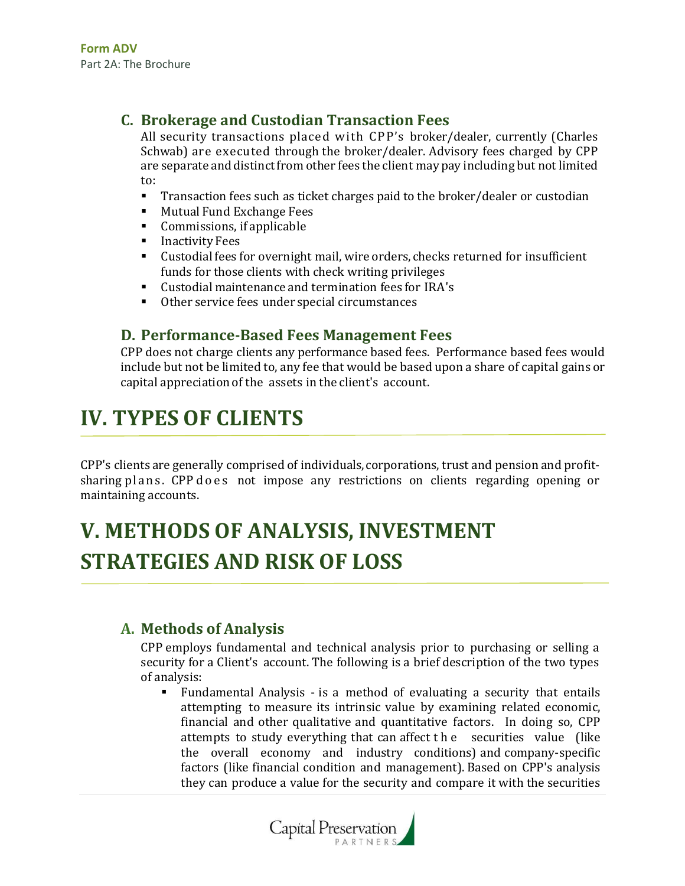### C. Brokerage and Custodian Transaction Fees

All security transactions placed with CPP's broker/dealer, currently (Charles Schwab) are executed through the broker/dealer. Advisory fees charged by CPP are separate and distinct from other fees the client may pay including but not limited to:

- Transaction fees such as ticket charges paid to the broker/dealer or custodian
- Mutual Fund Exchange Fees
- Commissions, if applicable
- Inactivity Fees
- Custodial fees for overnight mail, wire orders, checks returned for insufficient funds for those clients with check writing privileges
- Custodial maintenance and termination fees for IRA's
- Other service fees under special circumstances

### D. Performance-Based Fees Management Fees

CPP does not charge clients any performance based fees. Performance based fees would include but not be limited to, any fee that would be based upon a share of capital gains or capital appreciation of the assets in the client's account.

# IV. TYPES OF CLIENTS

CPP's clients are generally comprised of individuals, corporations, trust and pension and profit-sharing plans. CPP does not impose any restrictions on clients regarding opening or maintaining accounts.

# V. METHODS OF ANALYSIS, INVESTMENT STRATEGIES AND RISK OF LOSS

### A. Methods of Analysis

CPP employs fundamental and technical analysis prior to purchasing or selling a security for a Client's account. The following is a brief description of the two types of analysis:

- Fundamental Analysis - is a method of evaluating a security that entails attempting to measure its intrinsic value by examining related economic, financial and other qualitative and quantitative factors. In doing so, CPP attempts to study everything that can affect the securities value (like the overall economy and industry conditions) and company-specific factors (like financial condition and management). Based on CPP's analysis they can produce a value for the security and compare it with the securities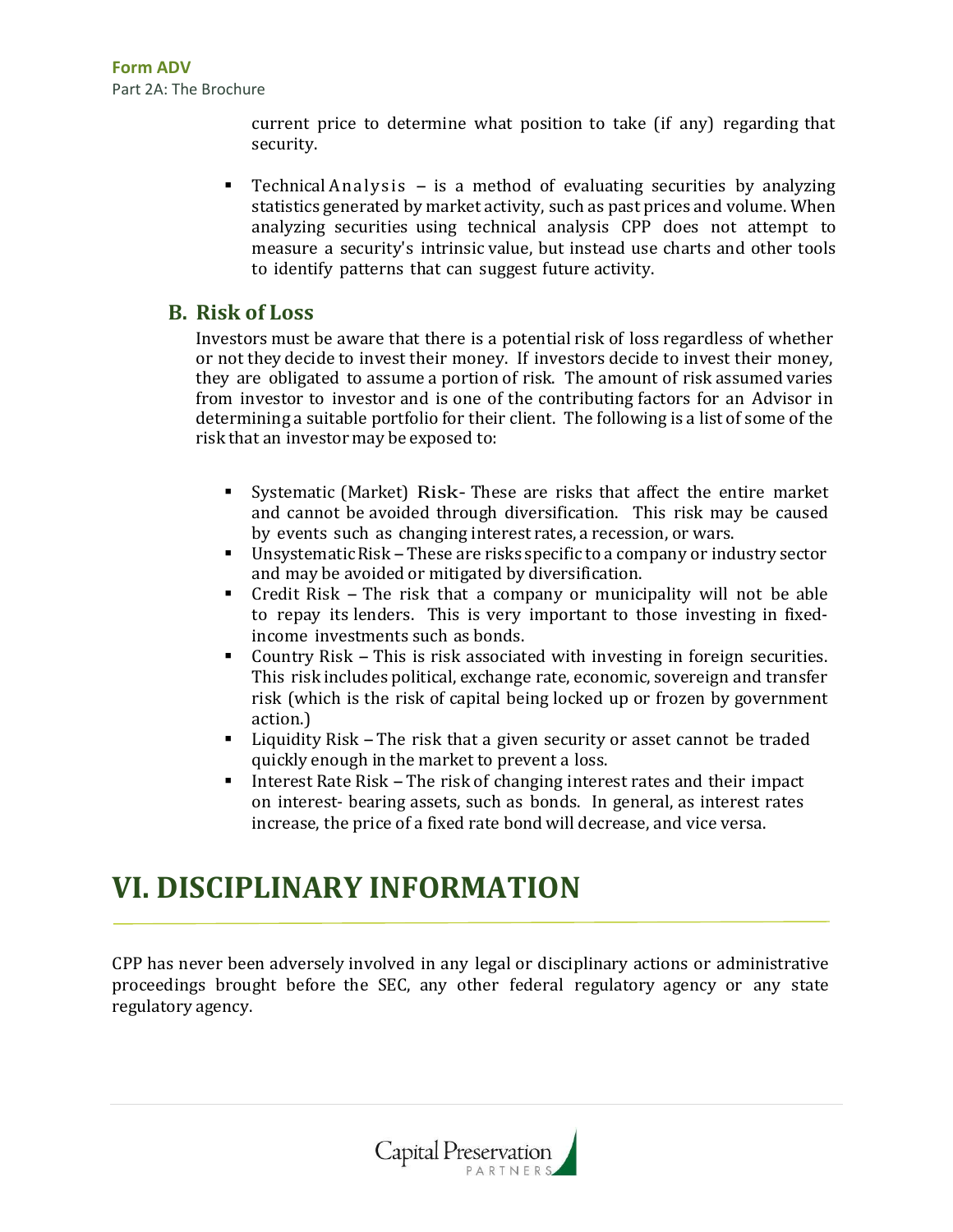current price to determine what position to take (if any) regarding that security.

- Technical Analysis – is a method of evaluating securities by analyzing statistics generated by market activity, such as past prices and volume. When analyzing securities using technical analysis CPP does not attempt to measure a security's intrinsic value, but instead use charts and other tools to identify patterns that can suggest future activity.

## B. Risk of Loss

Investors must be aware that there is a potential risk of loss regardless of whether or not they decide to invest their money. If investors decide to invest their money, they are obligated to assume a portion of risk. The amount of risk assumed varies from investor to investor and is one of the contributing factors for an Advisor in determining a suitable portfolio for their client. The following is a list of some of the risk that an investor may be exposed to:

- Systematic (Market) Risk- These are risks that affect the entire market and cannot be avoided through diversification. This risk may be caused by events such as changing interest rates, a recession, or wars.
- Unsystematic Risk – These are risks specific to a company or industry sector and may be avoided or mitigated by diversification.
- Credit Risk – The risk that a company or municipality will not be able to repay its lenders. This is very important to those investing in fixed-income investments such as bonds.
- Country Risk – This is risk associated with investing in foreign securities. This risk includes political, exchange rate, economic, sovereign and transfer risk (which is the risk of capital being locked up or frozen by government action.)
- Liquidity Risk – The risk that a given security or asset cannot be traded quickly enough in the market to prevent a loss.
- Interest Rate Risk – The risk of changing interest rates and their impact on interest- bearing assets, such as bonds. In general, as interest rates increase, the price of a fixed rate bond will decrease, and vice versa.

# VI. DISCIPLINARY INFORMATION

CPP has never been adversely involved in any legal or disciplinary actions or administrative proceedings brought before the SEC, any other federal regulatory agency or any state regulatory agency.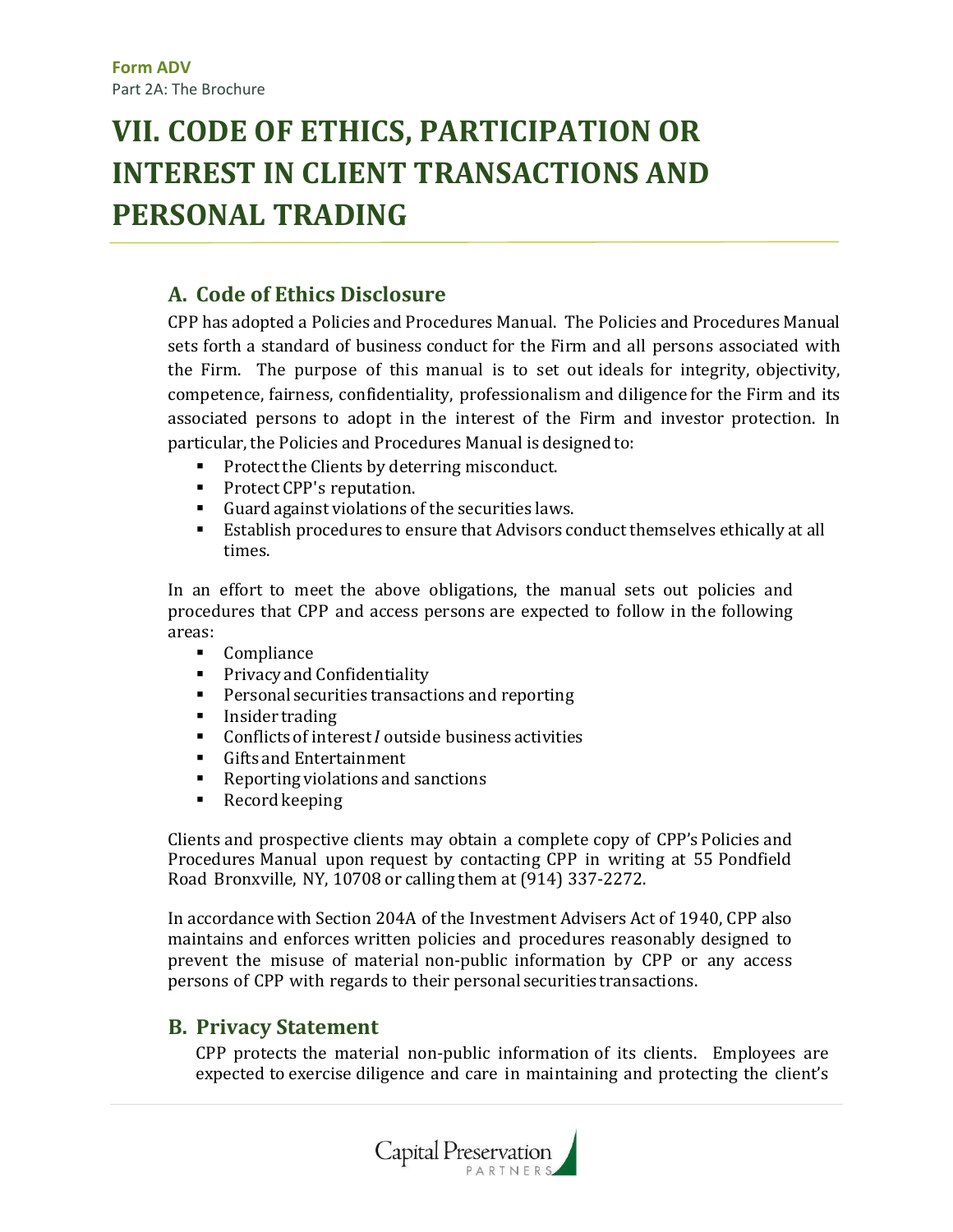# VII. CODE OF ETHICS, PARTICIPATION OR INTEREST IN CLIENT TRANSACTIONS AND PERSONAL TRADING

## A. Code of Ethics Disclosure

CPP has adopted a Policies and Procedures Manual. The Policies and Procedures Manual sets forth a standard of business conduct for the Firm and all persons associated with the Firm. The purpose of this manual is to set out ideals for integrity, objectivity, competence, fairness, confidentiality, professionalism and diligence for the Firm and its associated persons to adopt in the interest of the Firm and investor protection. In particular, the Policies and Procedures Manual is designed to:

- Protect the Clients by deterring misconduct.
- Protect CPP's reputation.
- Guard against violations of the securities laws.
- Establish procedures to ensure that Advisors conduct themselves ethically at all times.

In an effort to meet the above obligations, the manual sets out policies and procedures that CPP and access persons are expected to follow in the following areas:

- Compliance
- Privacy and Confidentiality
- Personal securities transactions and reporting
- Insider trading
- Conflicts of interest / outside business activities
- Gifts and Entertainment
- Reporting violations and sanctions
- Record keeping

Clients and prospective clients may obtain a complete copy of CPP's Policies and Procedures Manual upon request by contacting CPP in writing at 55 Pondfield Road Bronxville, NY, 10708 or calling them at (914) 337-2272.

In accordance with Section 204A of the Investment Advisers Act of 1940, CPP also maintains and enforces written policies and procedures reasonably designed to prevent the misuse of material non-public information by CPP or any access persons of CPP with regards to their personal securities transactions.

## B. Privacy Statement

CPP protects the material non-public information of its clients. Employees are expected to exercise diligence and care in maintaining and protecting the client's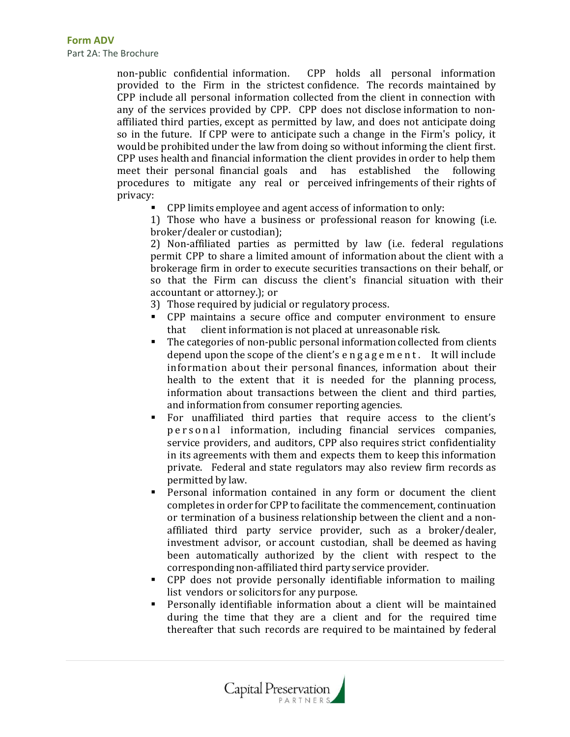non-public confidential information. CPP holds all personal information provided to the Firm in the strictest confidence. The records maintained by CPP include all personal information collected from the client in connection with any of the services provided by CPP. CPP does not disclose information to non-affiliated third parties, except as permitted by law, and does not anticipate doing so in the future. If CPP were to anticipate such a change in the Firm's policy, it would be prohibited under the law from doing so without informing the client first. CPP uses health and financial information the client provides in order to help them meet their personal financial goals and has established the following procedures to mitigate any real or perceived infringements of their rights of privacy:

- CPP limits employee and agent access of information to only:

  1) Those who have a business or professional reason for knowing (i.e. broker/dealer or custodian);

  2) Non-affiliated parties as permitted by law (i.e. federal regulations permit CPP to share a limited amount of information about the client with a brokerage firm in order to execute securities transactions on their behalf, or so that the Firm can discuss the client's financial situation with their accountant or attorney.); or

  3) Those required by judicial or regulatory process.

- CPP maintains a secure office and computer environment to ensure that client information is not placed at unreasonable risk.
- The categories of non-public personal information collected from clients depend upon the scope of the client's engagement. It will include information about their personal finances, information about their health to the extent that it is needed for the planning process, information about transactions between the client and third parties, and information from consumer reporting agencies.
- For unaffiliated third parties that require access to the client's personal information, including financial services companies, service providers, and auditors, CPP also requires strict confidentiality in its agreements with them and expects them to keep this information private. Federal and state regulators may also review firm records as permitted by law.
- Personal information contained in any form or document the client completes in order for CPP to facilitate the commencement, continuation or termination of a business relationship between the client and a non-affiliated third party service provider, such as a broker/dealer, investment advisor, or account custodian, shall be deemed as having been automatically authorized by the client with respect to the corresponding non-affiliated third party service provider.
- CPP does not provide personally identifiable information to mailing list vendors or solicitors for any purpose.
- Personally identifiable information about a client will be maintained during the time that they are a client and for the required time thereafter that such records are required to be maintained by federal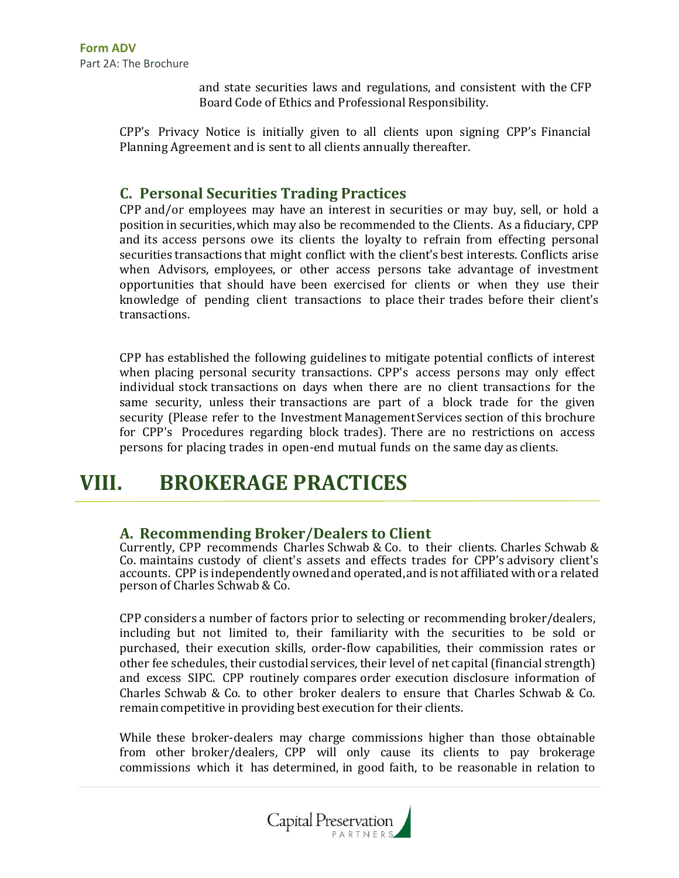and state securities laws and regulations, and consistent with the CFP Board Code of Ethics and Professional Responsibility.

CPP's Privacy Notice is initially given to all clients upon signing CPP's Financial Planning Agreement and is sent to all clients annually thereafter.

### C. Personal Securities Trading Practices

CPP and/or employees may have an interest in securities or may buy, sell, or hold a position in securities, which may also be recommended to the Clients. As a fiduciary, CPP and its access persons owe its clients the loyalty to refrain from effecting personal securities transactions that might conflict with the client's best interests. Conflicts arise when Advisors, employees, or other access persons take advantage of investment opportunities that should have been exercised for clients or when they use their knowledge of pending client transactions to place their trades before their client's transactions.

CPP has established the following guidelines to mitigate potential conflicts of interest when placing personal security transactions. CPP's access persons may only effect individual stock transactions on days when there are no client transactions for the same security, unless their transactions are part of a block trade for the given security (Please refer to the Investment Management Services section of this brochure for CPP's Procedures regarding block trades). There are no restrictions on access persons for placing trades in open-end mutual funds on the same day as clients.

# VIII. BROKERAGE PRACTICES

### A. Recommending Broker/Dealers to Client

Currently, CPP recommends Charles Schwab & Co. to their clients. Charles Schwab & Co. maintains custody of client's assets and effects trades for CPP's advisory client's accounts. CPP is independently owned and operated, and is not affiliated with or a related person of Charles Schwab & Co.

CPP considers a number of factors prior to selecting or recommending broker/dealers, including but not limited to, their familiarity with the securities to be sold or purchased, their execution skills, order-flow capabilities, their commission rates or other fee schedules, their custodial services, their level of net capital (financial strength) and excess SIPC. CPP routinely compares order execution disclosure information of Charles Schwab & Co. to other broker dealers to ensure that Charles Schwab & Co. remain competitive in providing best execution for their clients.

While these broker-dealers may charge commissions higher than those obtainable from other broker/dealers, CPP will only cause its clients to pay brokerage commissions which it has determined, in good faith, to be reasonable in relation to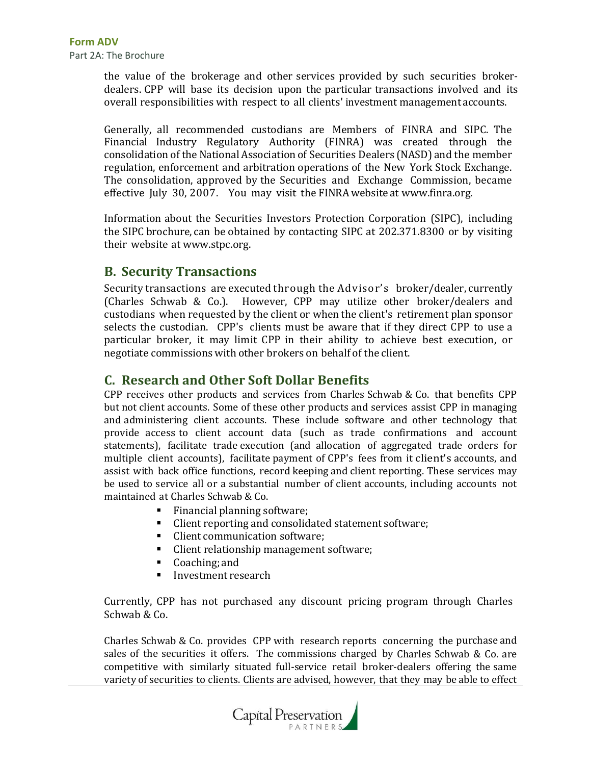the value of the brokerage and other services provided by such securities broker-dealers. CPP will base its decision upon the particular transactions involved and its overall responsibilities with respect to all clients' investment management accounts.

Generally, all recommended custodians are Members of FINRA and SIPC. The Financial Industry Regulatory Authority (FINRA) was created through the consolidation of the National Association of Securities Dealers (NASD) and the member regulation, enforcement and arbitration operations of the New York Stock Exchange. The consolidation, approved by the Securities and Exchange Commission, became effective July 30, 2007. You may visit the FINRA website at www.finra.org.

Information about the Securities Investors Protection Corporation (SIPC), including the SIPC brochure, can be obtained by contacting SIPC at 202.371.8300 or by visiting their website at www.stpc.org.

## B. Security Transactions

Security transactions are executed through the Advisor's broker/dealer, currently (Charles Schwab & Co.). However, CPP may utilize other broker/dealers and custodians when requested by the client or when the client's retirement plan sponsor selects the custodian. CPP's clients must be aware that if they direct CPP to use a particular broker, it may limit CPP in their ability to achieve best execution, or negotiate commissions with other brokers on behalf of the client.

## C. Research and Other Soft Dollar Benefits

CPP receives other products and services from Charles Schwab & Co. that benefits CPP but not client accounts. Some of these other products and services assist CPP in managing and administering client accounts. These include software and other technology that provide access to client account data (such as trade confirmations and account statements), facilitate trade execution (and allocation of aggregated trade orders for multiple client accounts), facilitate payment of CPP's fees from it client's accounts, and assist with back office functions, record keeping and client reporting. These services may be used to service all or a substantial number of client accounts, including accounts not maintained at Charles Schwab & Co.

- Financial planning software;
- Client reporting and consolidated statement software;
- Client communication software;
- Client relationship management software;
- Coaching; and
- Investment research

Currently, CPP has not purchased any discount pricing program through Charles Schwab & Co.

Charles Schwab & Co. provides CPP with research reports concerning the purchase and sales of the securities it offers. The commissions charged by Charles Schwab & Co. are competitive with similarly situated full-service retail broker-dealers offering the same variety of securities to clients. Clients are advised, however, that they may be able to effect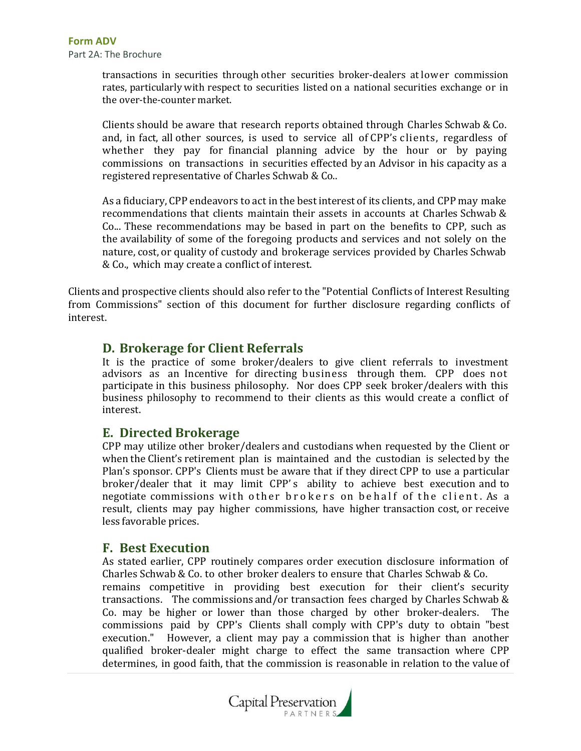transactions in securities through other securities broker-dealers at lower commission rates, particularly with respect to securities listed on a national securities exchange or in the over-the-counter market.

Clients should be aware that research reports obtained through Charles Schwab & Co. and, in fact, all other sources, is used to service all of CPP's clients, regardless of whether they pay for financial planning advice by the hour or by paying commissions on transactions in securities effected by an Advisor in his capacity as a registered representative of Charles Schwab & Co..

As a fiduciary, CPP endeavors to act in the best interest of its clients, and CPP may make recommendations that clients maintain their assets in accounts at Charles Schwab & Co... These recommendations may be based in part on the benefits to CPP, such as the availability of some of the foregoing products and services and not solely on the nature, cost, or quality of custody and brokerage services provided by Charles Schwab & Co., which may create a conflict of interest.

Clients and prospective clients should also refer to the "Potential Conflicts of Interest Resulting from Commissions" section of this document for further disclosure regarding conflicts of interest.

## D. Brokerage for Client Referrals

It is the practice of some broker/dealers to give client referrals to investment advisors as an Incentive for directing business through them. CPP does not participate in this business philosophy. Nor does CPP seek broker/dealers with this business philosophy to recommend to their clients as this would create a conflict of interest.

## E. Directed Brokerage

CPP may utilize other broker/dealers and custodians when requested by the Client or when the Client's retirement plan is maintained and the custodian is selected by the Plan's sponsor. CPP's Clients must be aware that if they direct CPP to use a particular broker/dealer that it may limit CPP's ability to achieve best execution and to negotiate commissions with other brokers on behalf of the client. As a result, clients may pay higher commissions, have higher transaction cost, or receive less favorable prices.

## F. Best Execution

As stated earlier, CPP routinely compares order execution disclosure information of Charles Schwab & Co. to other broker dealers to ensure that Charles Schwab & Co. remains competitive in providing best execution for their client's security transactions. The commissions and/or transaction fees charged by Charles Schwab & Co. may be higher or lower than those charged by other broker-dealers. The commissions paid by CPP's Clients shall comply with CPP's duty to obtain "best execution." However, a client may pay a commission that is higher than another qualified broker-dealer might charge to effect the same transaction where CPP determines, in good faith, that the commission is reasonable in relation to the value of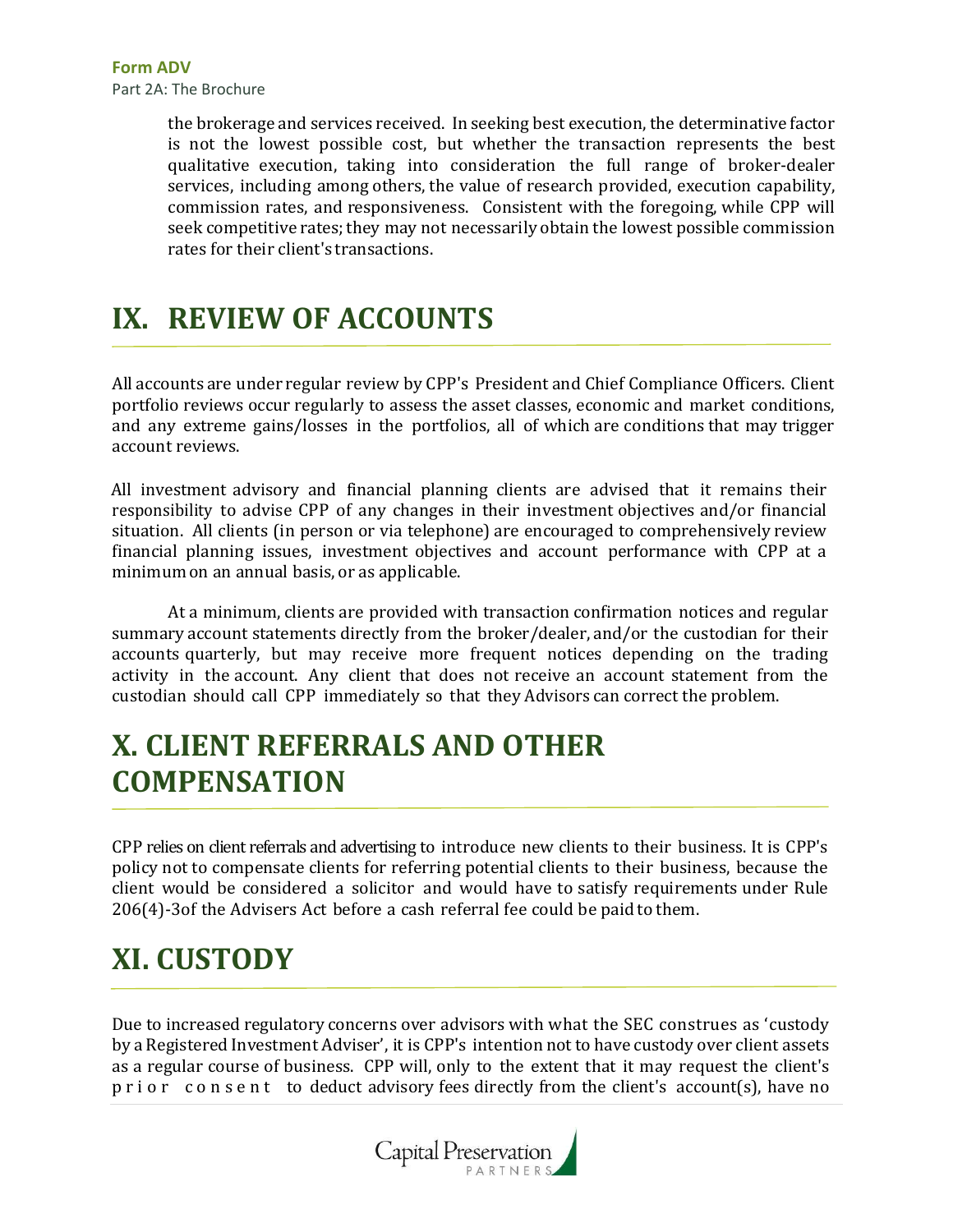the brokerage and services received. In seeking best execution, the determinative factor is not the lowest possible cost, but whether the transaction represents the best qualitative execution, taking into consideration the full range of broker-dealer services, including among others, the value of research provided, execution capability, commission rates, and responsiveness. Consistent with the foregoing, while CPP will seek competitive rates; they may not necessarily obtain the lowest possible commission rates for their client's transactions.

# IX. REVIEW OF ACCOUNTS

All accounts are under regular review by CPP's President and Chief Compliance Officers. Client portfolio reviews occur regularly to assess the asset classes, economic and market conditions, and any extreme gains/losses in the portfolios, all of which are conditions that may trigger account reviews.

All investment advisory and financial planning clients are advised that it remains their responsibility to advise CPP of any changes in their investment objectives and/or financial situation. All clients (in person or via telephone) are encouraged to comprehensively review financial planning issues, investment objectives and account performance with CPP at a minimum on an annual basis, or as applicable.

At a minimum, clients are provided with transaction confirmation notices and regular summary account statements directly from the broker/dealer, and/or the custodian for their accounts quarterly, but may receive more frequent notices depending on the trading activity in the account. Any client that does not receive an account statement from the custodian should call CPP immediately so that they Advisors can correct the problem.

# X. CLIENT REFERRALS AND OTHER COMPENSATION

CPP relies on client referrals and advertising to introduce new clients to their business. It is CPP's policy not to compensate clients for referring potential clients to their business, because the client would be considered a solicitor and would have to satisfy requirements under Rule 206(4)-3of the Advisers Act before a cash referral fee could be paid to them.

# XI. CUSTODY

Due to increased regulatory concerns over advisors with what the SEC construes as 'custody by a Registered Investment Adviser', it is CPP's intention not to have custody over client assets as a regular course of business. CPP will, only to the extent that it may request the client's prior consent to deduct advisory fees directly from the client's account(s), have no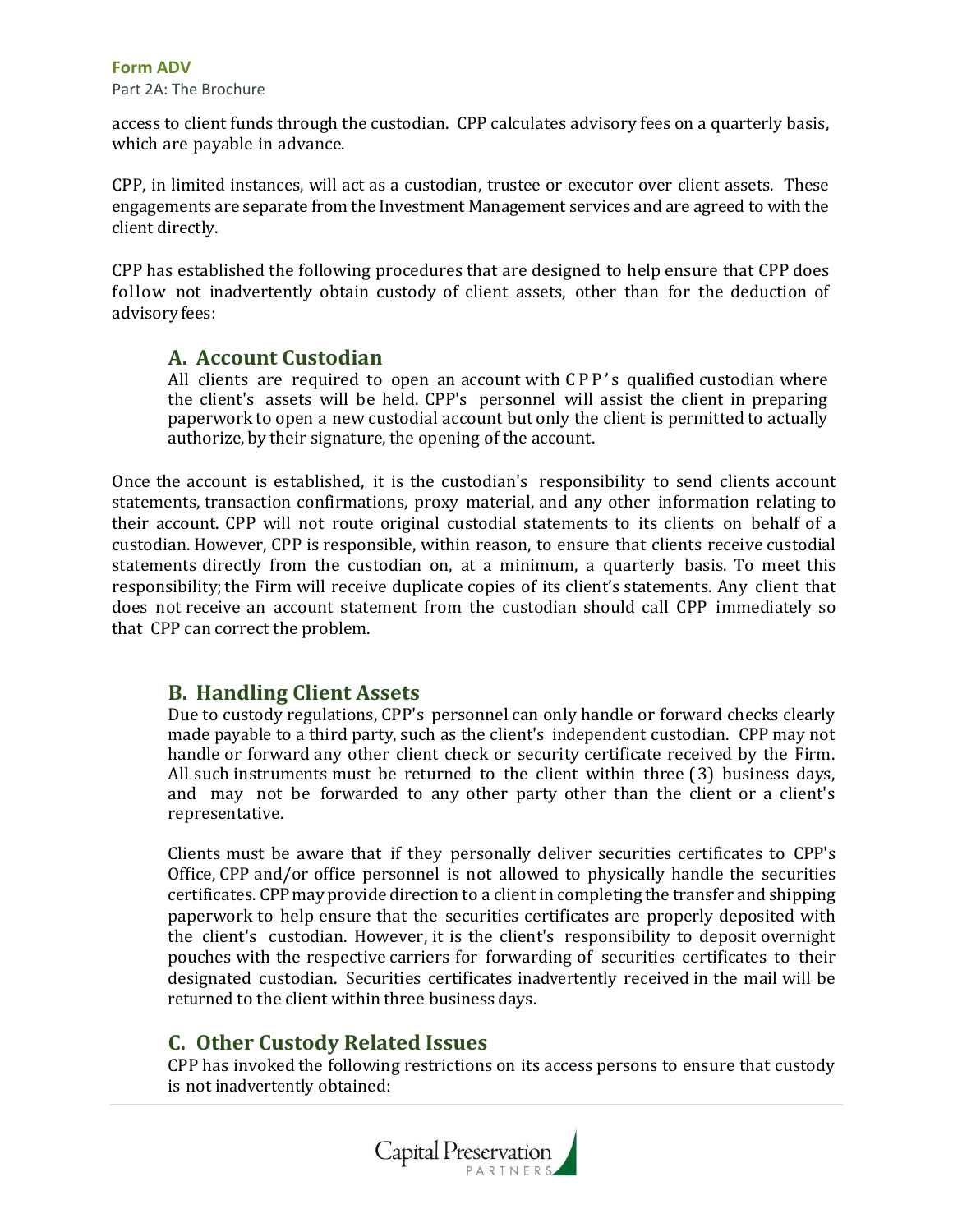access to client funds through the custodian. CPP calculates advisory fees on a quarterly basis, which are payable in advance.

CPP, in limited instances, will act as a custodian, trustee or executor over client assets. These engagements are separate from the Investment Management services and are agreed to with the client directly.

CPP has established the following procedures that are designed to help ensure that CPP does follow not inadvertently obtain custody of client assets, other than for the deduction of advisory fees:

## A. Account Custodian

All clients are required to open an account with CPP's qualified custodian where the client's assets will be held. CPP's personnel will assist the client in preparing paperwork to open a new custodial account but only the client is permitted to actually authorize, by their signature, the opening of the account.

Once the account is established, it is the custodian's responsibility to send clients account statements, transaction confirmations, proxy material, and any other information relating to their account. CPP will not route original custodial statements to its clients on behalf of a custodian. However, CPP is responsible, within reason, to ensure that clients receive custodial statements directly from the custodian on, at a minimum, a quarterly basis. To meet this responsibility; the Firm will receive duplicate copies of its client's statements. Any client that does not receive an account statement from the custodian should call CPP immediately so that CPP can correct the problem.

## B. Handling Client Assets

Due to custody regulations, CPP's personnel can only handle or forward checks clearly made payable to a third party, such as the client's independent custodian. CPP may not handle or forward any other client check or security certificate received by the Firm. All such instruments must be returned to the client within three (3) business days, and may not be forwarded to any other party other than the client or a client's representative.

Clients must be aware that if they personally deliver securities certificates to CPP's Office, CPP and/or office personnel is not allowed to physically handle the securities certificates. CPP may provide direction to a client in completing the transfer and shipping paperwork to help ensure that the securities certificates are properly deposited with the client's custodian. However, it is the client's responsibility to deposit overnight pouches with the respective carriers for forwarding of securities certificates to their designated custodian. Securities certificates inadvertently received in the mail will be returned to the client within three business days.

## C. Other Custody Related Issues

CPP has invoked the following restrictions on its access persons to ensure that custody is not inadvertently obtained: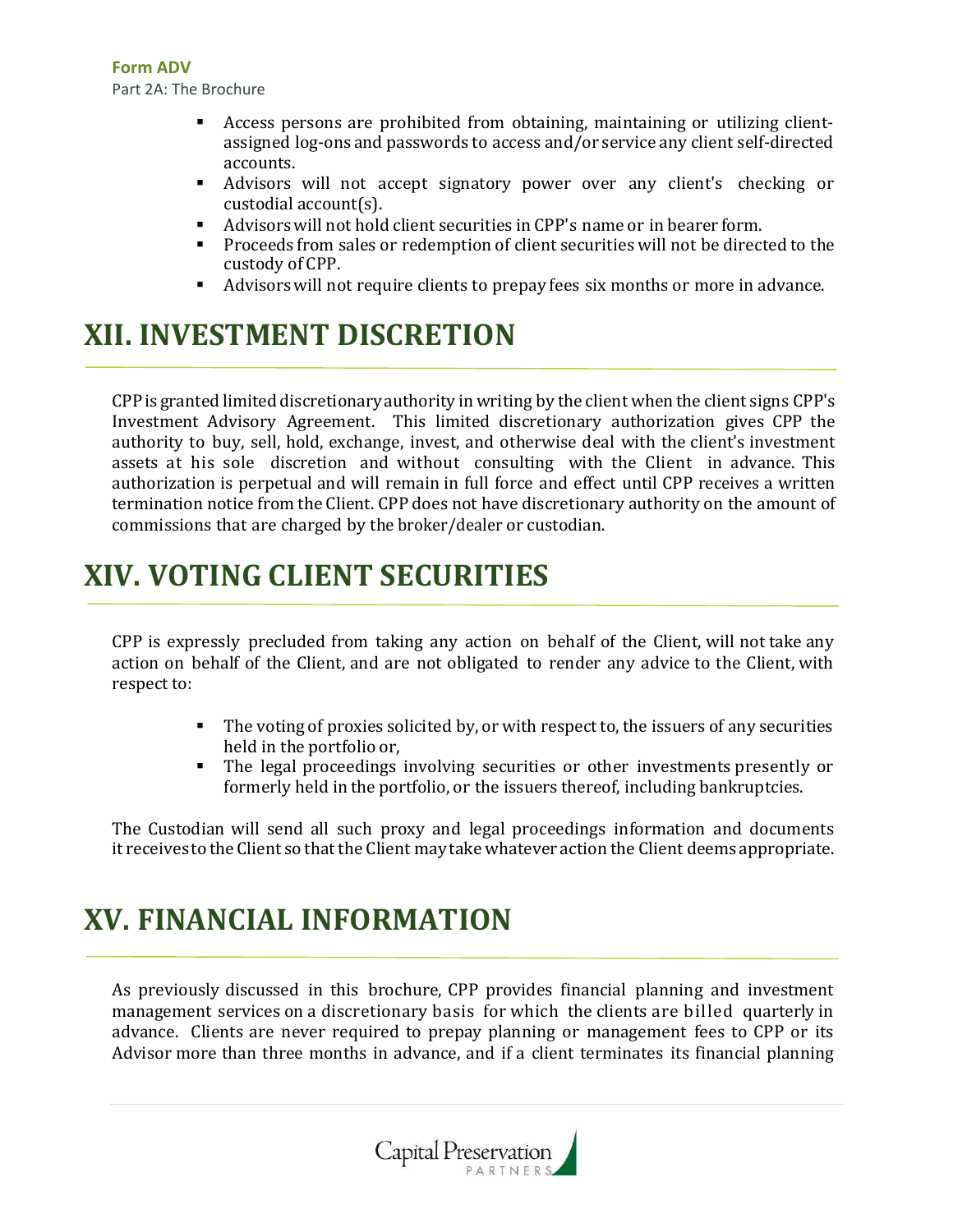- Access persons are prohibited from obtaining, maintaining or utilizing client-assigned log-ons and passwords to access and/or service any client self-directed accounts.
- Advisors will not accept signatory power over any client's checking or custodial account(s).
- Advisors will not hold client securities in CPP's name or in bearer form.
- Proceeds from sales or redemption of client securities will not be directed to the custody of CPP.
- Advisors will not require clients to prepay fees six months or more in advance.

# XII. INVESTMENT DISCRETION

CPP is granted limited discretionary authority in writing by the client when the client signs CPP's Investment Advisory Agreement. This limited discretionary authorization gives CPP the authority to buy, sell, hold, exchange, invest, and otherwise deal with the client's investment assets at his sole discretion and without consulting with the Client in advance. This authorization is perpetual and will remain in full force and effect until CPP receives a written termination notice from the Client. CPP does not have discretionary authority on the amount of commissions that are charged by the broker/dealer or custodian.

# XIV. VOTING CLIENT SECURITIES

CPP is expressly precluded from taking any action on behalf of the Client, will not take any action on behalf of the Client, and are not obligated to render any advice to the Client, with respect to:

- The voting of proxies solicited by, or with respect to, the issuers of any securities held in the portfolio or,
- The legal proceedings involving securities or other investments presently or formerly held in the portfolio, or the issuers thereof, including bankruptcies.

The Custodian will send all such proxy and legal proceedings information and documents it receives to the Client so that the Client may take whatever action the Client deems appropriate.

# XV. FINANCIAL INFORMATION

As previously discussed in this brochure, CPP provides financial planning and investment management services on a discretionary basis for which the clients are billed quarterly in advance. Clients are never required to prepay planning or management fees to CPP or its Advisor more than three months in advance, and if a client terminates its financial planning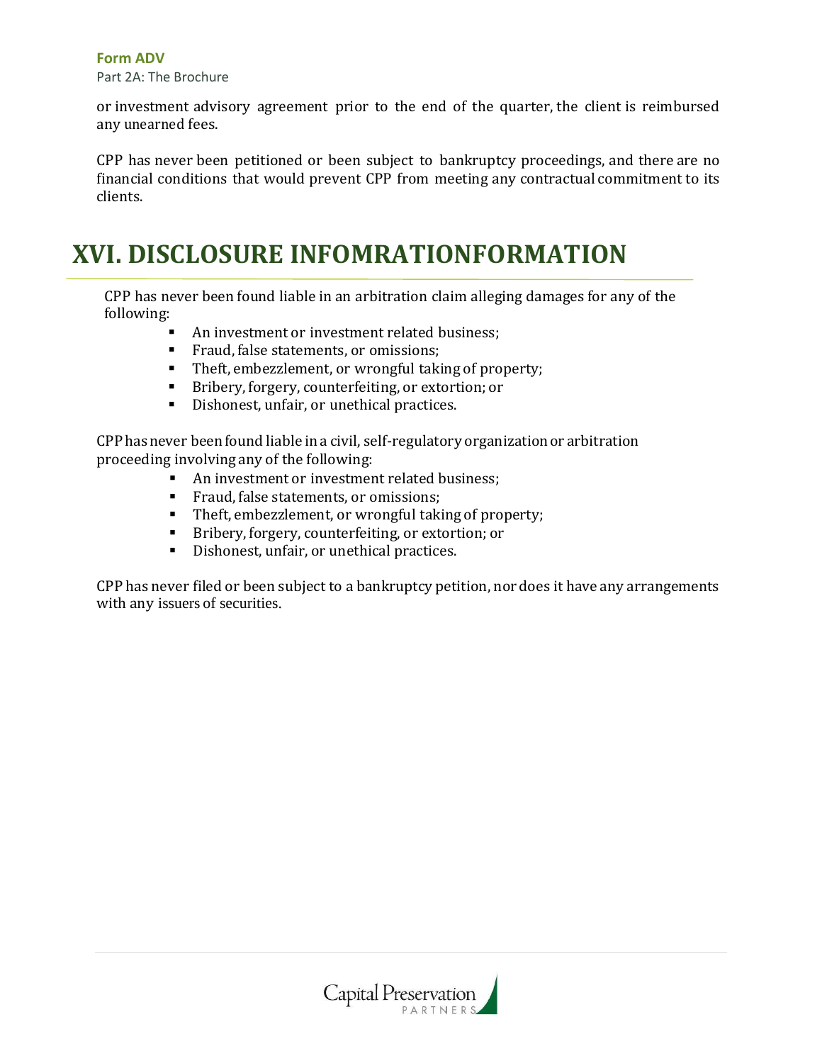or investment advisory agreement prior to the end of the quarter, the client is reimbursed any unearned fees.

CPP has never been petitioned or been subject to bankruptcy proceedings, and there are no financial conditions that would prevent CPP from meeting any contractual commitment to its clients.

# XVI. DISCLOSURE INFOMRATIONFORMATION

CPP has never been found liable in an arbitration claim alleging damages for any of the following:

- An investment or investment related business;
- Fraud, false statements, or omissions;
- Theft, embezzlement, or wrongful taking of property;
- Bribery, forgery, counterfeiting, or extortion; or
- Dishonest, unfair, or unethical practices.

CPP has never been found liable in a civil, self-regulatory organization or arbitration proceeding involving any of the following:

- An investment or investment related business;
- Fraud, false statements, or omissions;
- Theft, embezzlement, or wrongful taking of property;
- Bribery, forgery, counterfeiting, or extortion; or
- Dishonest, unfair, or unethical practices.

CPP has never filed or been subject to a bankruptcy petition, nor does it have any arrangements with any issuers of securities.